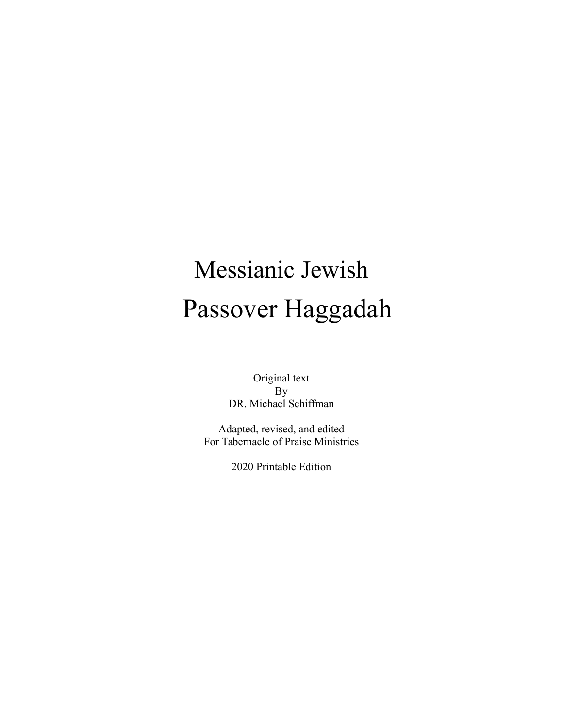# Messianic Jewish Passover Haggadah

Original text
By
DR. Michael Schiffman

Adapted, revised, and edited
For Tabernacle of Praise Ministries

2020 Printable Edition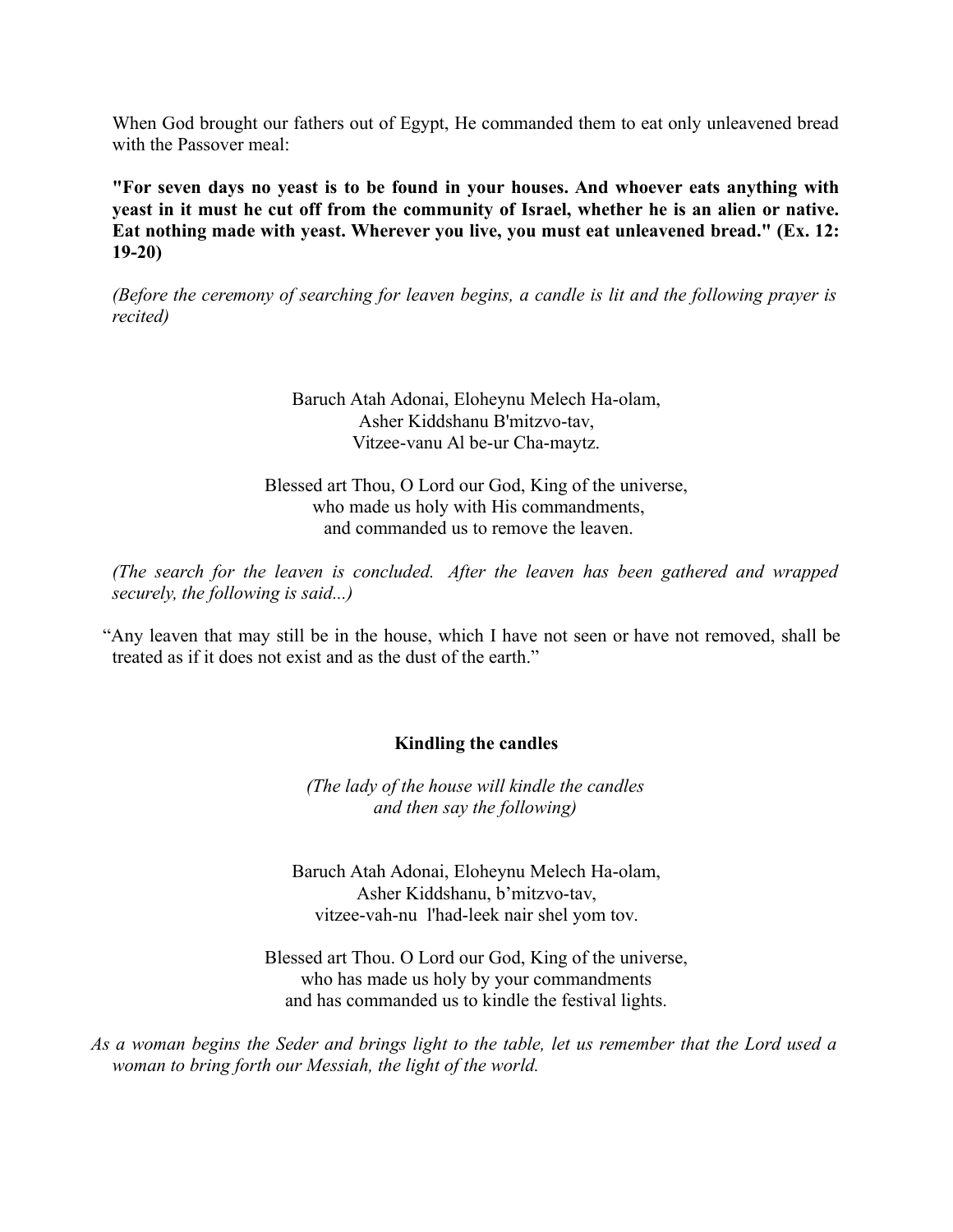When God brought our fathers out of Egypt, He commanded them to eat only unleavened bread with the Passover meal:

**"For seven days no yeast is to be found in your houses. And whoever eats anything with yeast in it must he cut off from the community of Israel, whether he is an alien or native. Eat nothing made with yeast. Wherever you live, you must eat unleavened bread." (Ex. 12: 19-20)**

*(Before the ceremony of searching for leaven begins, a candle is lit and the following prayer is recited)*

Baruch Atah Adonai, Eloheynu Melech Ha-olam,
Asher Kiddshanu B'mitzvo-tav,
Vitzee-vanu Al be-ur Cha-maytz.

Blessed art Thou, O Lord our God, King of the universe,
who made us holy with His commandments,
and commanded us to remove the leaven.

*(The search for the leaven is concluded. After the leaven has been gathered and wrapped securely, the following is said...)*

"Any leaven that may still be in the house, which I have not seen or have not removed, shall be treated as if it does not exist and as the dust of the earth."

**Kindling the candles**

*(The lady of the house will kindle the candles and then say the following)*

Baruch Atah Adonai, Eloheynu Melech Ha-olam,
Asher Kiddshanu, b'mitzvo-tav,
vitzee-vah-nu l'had-leek nair shel yom tov.

Blessed art Thou. O Lord our God, King of the universe,
who has made us holy by your commandments
and has commanded us to kindle the festival lights.

*As a woman begins the Seder and brings light to the table, let us remember that the Lord used a woman to bring forth our Messiah, the light of the world.*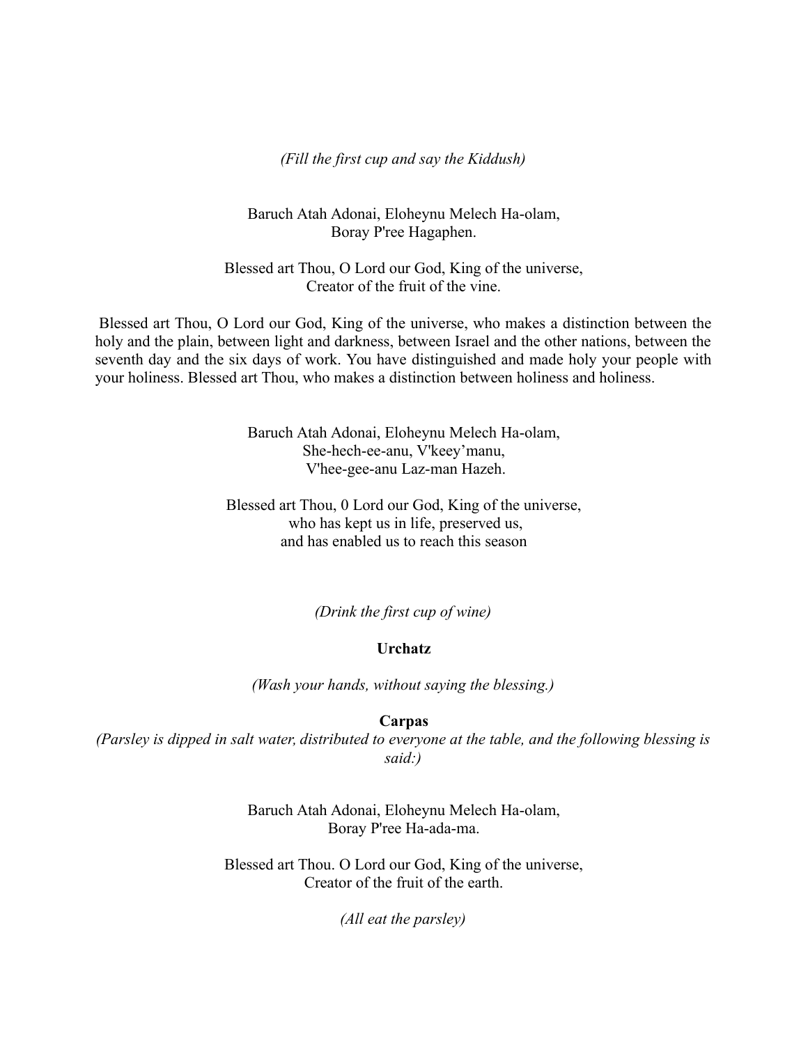*(Fill the first cup and say the Kiddush)*

Baruch Atah Adonai, Eloheynu Melech Ha-olam,
Boray P'ree Hagaphen.

Blessed art Thou, O Lord our God, King of the universe,
Creator of the fruit of the vine.

Blessed art Thou, O Lord our God, King of the universe, who makes a distinction between the holy and the plain, between light and darkness, between Israel and the other nations, between the seventh day and the six days of work. You have distinguished and made holy your people with your holiness. Blessed art Thou, who makes a distinction between holiness and holiness.

Baruch Atah Adonai, Eloheynu Melech Ha-olam,
She-hech-ee-anu, V'keey'manu,
V'hee-gee-anu Laz-man Hazeh.

Blessed art Thou, 0 Lord our God, King of the universe,
who has kept us in life, preserved us,
and has enabled us to reach this season

*(Drink the first cup of wine)*

**Urchatz**

*(Wash your hands, without saying the blessing.)*

**Carpas**

*(Parsley is dipped in salt water, distributed to everyone at the table, and the following blessing is said:)*

Baruch Atah Adonai, Eloheynu Melech Ha-olam,
Boray P'ree Ha-ada-ma.

Blessed art Thou. O Lord our God, King of the universe,
Creator of the fruit of the earth.

*(All eat the parsley)*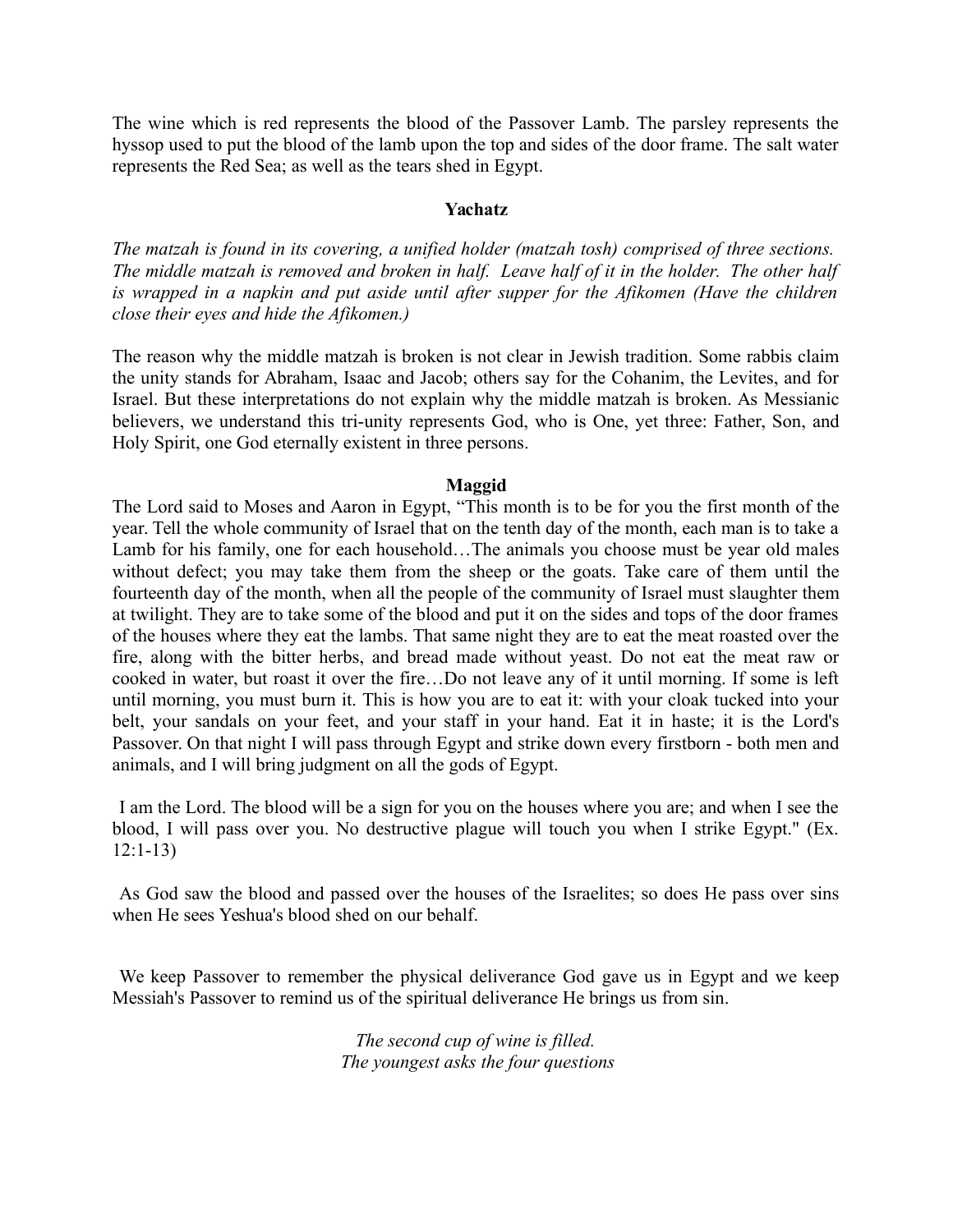The wine which is red represents the blood of the Passover Lamb. The parsley represents the hyssop used to put the blood of the lamb upon the top and sides of the door frame. The salt water represents the Red Sea; as well as the tears shed in Egypt.

### Yachatz

*The matzah is found in its covering, a unified holder (matzah tosh) comprised of three sections. The middle matzah is removed and broken in half. Leave half of it in the holder. The other half is wrapped in a napkin and put aside until after supper for the Afikomen (Have the children close their eyes and hide the Afikomen.)*

The reason why the middle matzah is broken is not clear in Jewish tradition. Some rabbis claim the unity stands for Abraham, Isaac and Jacob; others say for the Cohanim, the Levites, and for Israel. But these interpretations do not explain why the middle matzah is broken. As Messianic believers, we understand this tri-unity represents God, who is One, yet three: Father, Son, and Holy Spirit, one God eternally existent in three persons.

### Maggid

The Lord said to Moses and Aaron in Egypt, "This month is to be for you the first month of the year. Tell the whole community of Israel that on the tenth day of the month, each man is to take a Lamb for his family, one for each household…The animals you choose must be year old males without defect; you may take them from the sheep or the goats. Take care of them until the fourteenth day of the month, when all the people of the community of Israel must slaughter them at twilight. They are to take some of the blood and put it on the sides and tops of the door frames of the houses where they eat the lambs. That same night they are to eat the meat roasted over the fire, along with the bitter herbs, and bread made without yeast. Do not eat the meat raw or cooked in water, but roast it over the fire…Do not leave any of it until morning. If some is left until morning, you must burn it. This is how you are to eat it: with your cloak tucked into your belt, your sandals on your feet, and your staff in your hand. Eat it in haste; it is the Lord's Passover. On that night I will pass through Egypt and strike down every firstborn - both men and animals, and I will bring judgment on all the gods of Egypt.

I am the Lord. The blood will be a sign for you on the houses where you are; and when I see the blood, I will pass over you. No destructive plague will touch you when I strike Egypt." (Ex. 12:1-13)

As God saw the blood and passed over the houses of the Israelites; so does He pass over sins when He sees Yeshua's blood shed on our behalf.

We keep Passover to remember the physical deliverance God gave us in Egypt and we keep Messiah's Passover to remind us of the spiritual deliverance He brings us from sin.

*The second cup of wine is filled.*
*The youngest asks the four questions*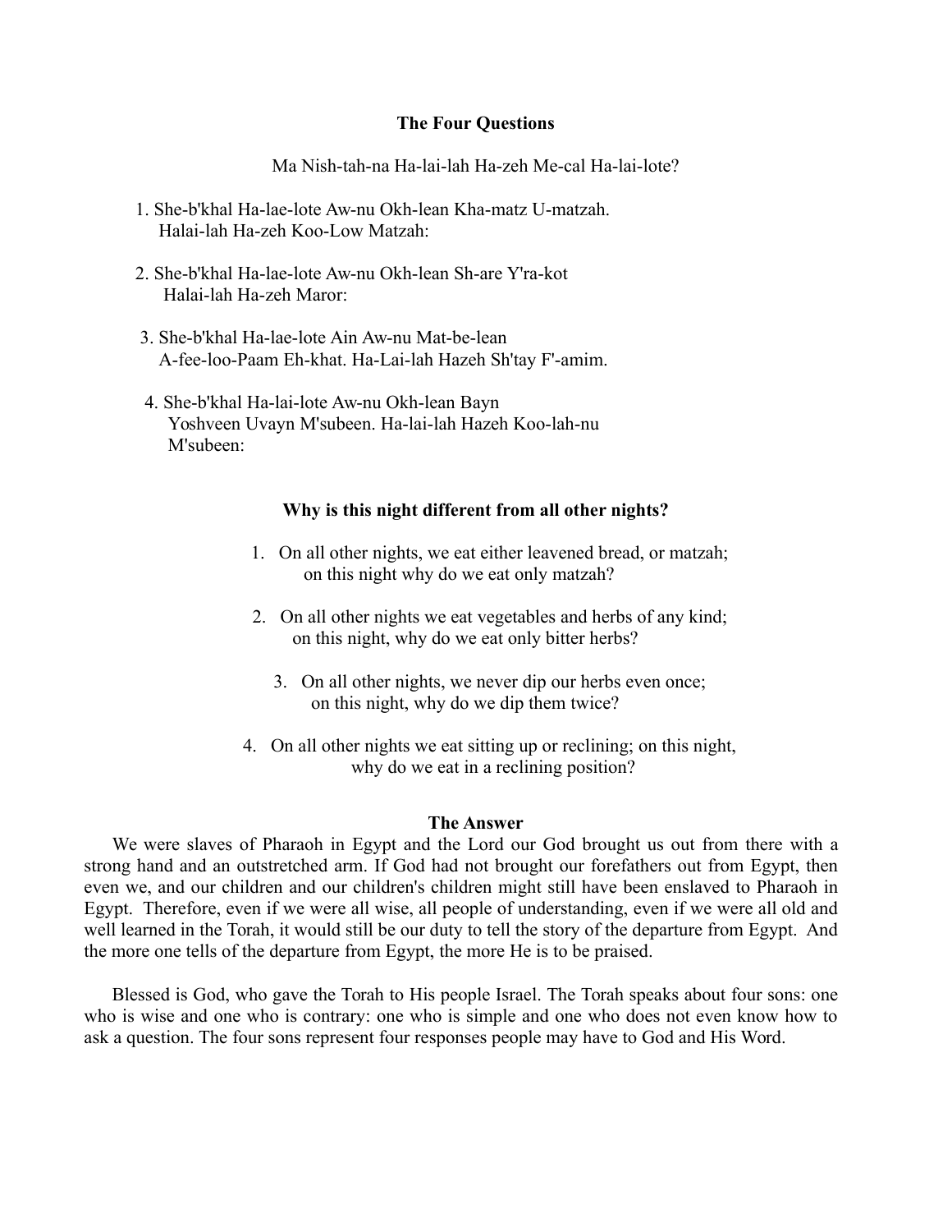## The Four Questions

Ma Nish-tah-na Ha-lai-lah Ha-zeh Me-cal Ha-lai-lote?

1. She-b'khal Ha-lae-lote Aw-nu Okh-lean Kha-matz U-matzah.
   Halai-lah Ha-zeh Koo-Low Matzah:

2. She-b'khal Ha-lae-lote Aw-nu Okh-lean Sh-are Y'ra-kot
   Halai-lah Ha-zeh Maror:

3. She-b'khal Ha-lae-lote Ain Aw-nu Mat-be-lean
   A-fee-loo-Paam Eh-khat. Ha-Lai-lah Hazeh Sh'tay F'-amim.

4. She-b'khal Ha-lai-lote Aw-nu Okh-lean Bayn
   Yoshveen Uvayn M'subeen. Ha-lai-lah Hazeh Koo-lah-nu
   M'subeen:

## Why is this night different from all other nights?

1. On all other nights, we eat either leavened bread, or matzah;
   on this night why do we eat only matzah?

2. On all other nights we eat vegetables and herbs of any kind;
   on this night, why do we eat only bitter herbs?

3. On all other nights, we never dip our herbs even once;
   on this night, why do we dip them twice?

4. On all other nights we eat sitting up or reclining; on this night,
   why do we eat in a reclining position?

## The Answer

We were slaves of Pharaoh in Egypt and the Lord our God brought us out from there with a strong hand and an outstretched arm. If God had not brought our forefathers out from Egypt, then even we, and our children and our children's children might still have been enslaved to Pharaoh in Egypt. Therefore, even if we were all wise, all people of understanding, even if we were all old and well learned in the Torah, it would still be our duty to tell the story of the departure from Egypt. And the more one tells of the departure from Egypt, the more He is to be praised.

Blessed is God, who gave the Torah to His people Israel. The Torah speaks about four sons: one who is wise and one who is contrary: one who is simple and one who does not even know how to ask a question. The four sons represent four responses people may have to God and His Word.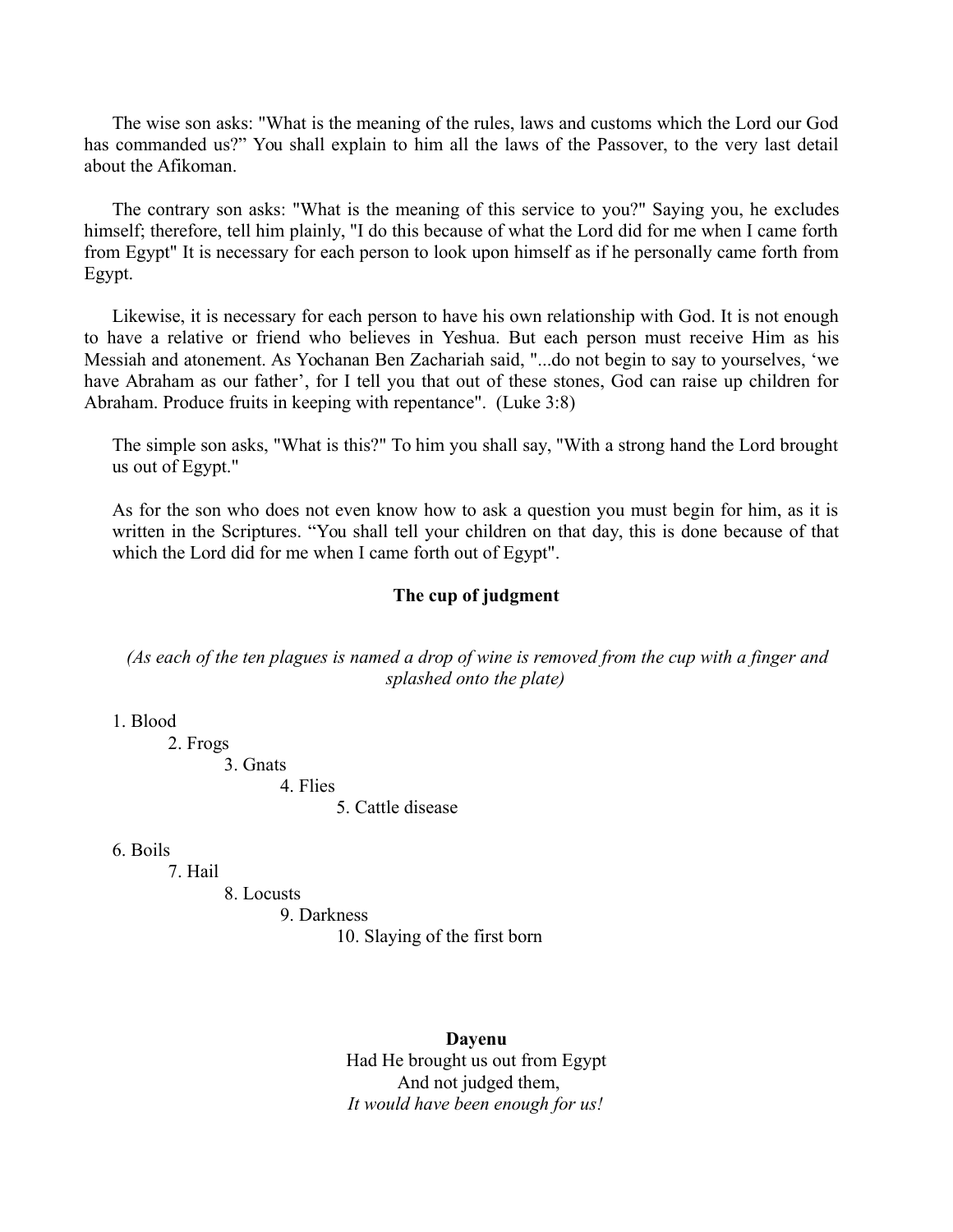The wise son asks: "What is the meaning of the rules, laws and customs which the Lord our God has commanded us?" You shall explain to him all the laws of the Passover, to the very last detail about the Afikoman.

The contrary son asks: "What is the meaning of this service to you?" Saying you, he excludes himself; therefore, tell him plainly, "I do this because of what the Lord did for me when I came forth from Egypt" It is necessary for each person to look upon himself as if he personally came forth from Egypt.

Likewise, it is necessary for each person to have his own relationship with God. It is not enough to have a relative or friend who believes in Yeshua. But each person must receive Him as his Messiah and atonement. As Yochanan Ben Zachariah said, "...do not begin to say to yourselves, 'we have Abraham as our father', for I tell you that out of these stones, God can raise up children for Abraham. Produce fruits in keeping with repentance". (Luke 3:8)

The simple son asks, "What is this?" To him you shall say, "With a strong hand the Lord brought us out of Egypt."

As for the son who does not even know how to ask a question you must begin for him, as it is written in the Scriptures. "You shall tell your children on that day, this is done because of that which the Lord did for me when I came forth out of Egypt".

**The cup of judgment**

*(As each of the ten plagues is named a drop of wine is removed from the cup with a finger and splashed onto the plate)*

1. Blood
2. Frogs
3. Gnats
4. Flies
5. Cattle disease

6. Boils
7. Hail
8. Locusts
9. Darkness
10. Slaying of the first born

**Dayenu**

Had He brought us out from Egypt
And not judged them,
*It would have been enough for us!*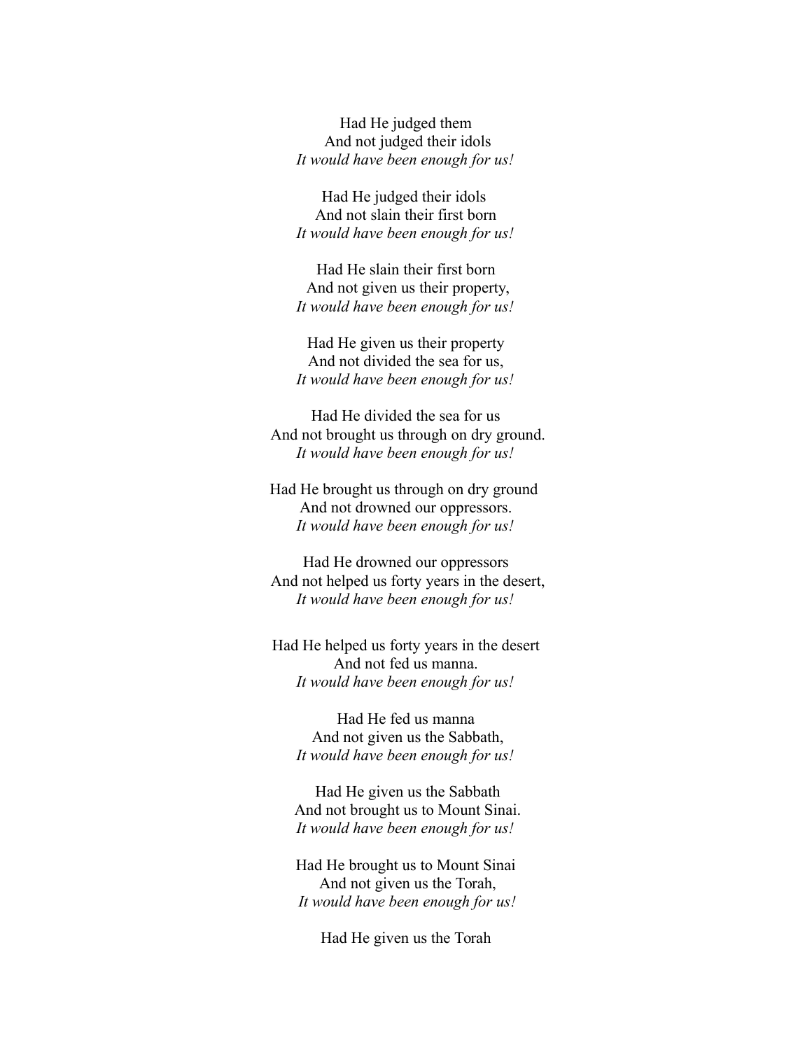Had He judged them  
And not judged their idols  
*It would have been enough for us!*

Had He judged their idols  
And not slain their first born  
*It would have been enough for us!*

Had He slain their first born  
And not given us their property,  
*It would have been enough for us!*

Had He given us their property  
And not divided the sea for us,  
*It would have been enough for us!*

Had He divided the sea for us  
And not brought us through on dry ground.  
*It would have been enough for us!*

Had He brought us through on dry ground  
And not drowned our oppressors.  
*It would have been enough for us!*

Had He drowned our oppressors  
And not helped us forty years in the desert,  
*It would have been enough for us!*

Had He helped us forty years in the desert  
And not fed us manna.  
*It would have been enough for us!*

Had He fed us manna  
And not given us the Sabbath,  
*It would have been enough for us!*

Had He given us the Sabbath  
And not brought us to Mount Sinai.  
*It would have been enough for us!*

Had He brought us to Mount Sinai  
And not given us the Torah,  
*It would have been enough for us!*

Had He given us the Torah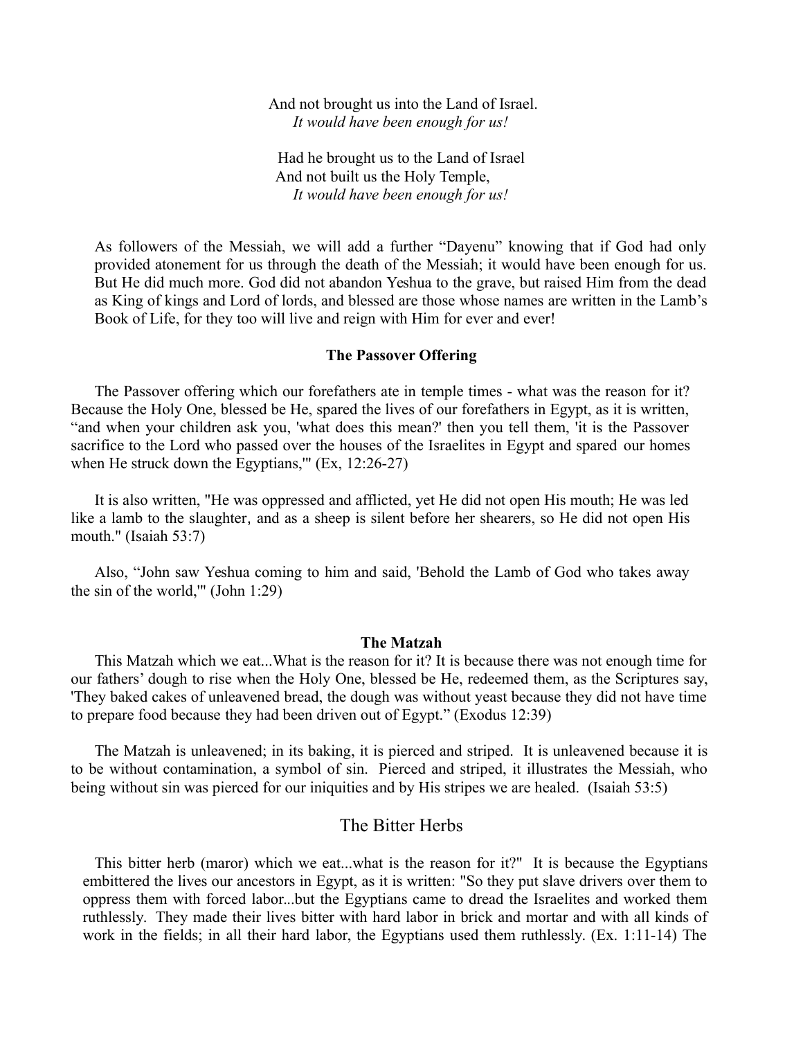And not brought us into the Land of Israel.
*It would have been enough for us!*

Had he brought us to the Land of Israel
And not built us the Holy Temple,
*It would have been enough for us!*

As followers of the Messiah, we will add a further "Dayenu" knowing that if God had only provided atonement for us through the death of the Messiah; it would have been enough for us. But He did much more. God did not abandon Yeshua to the grave, but raised Him from the dead as King of kings and Lord of lords, and blessed are those whose names are written in the Lamb's Book of Life, for they too will live and reign with Him for ever and ever!

**The Passover Offering**

The Passover offering which our forefathers ate in temple times - what was the reason for it? Because the Holy One, blessed be He, spared the lives of our forefathers in Egypt, as it is written, "and when your children ask you, 'what does this mean?' then you tell them, 'it is the Passover sacrifice to the Lord who passed over the houses of the Israelites in Egypt and spared our homes when He struck down the Egyptians,'" (Ex, 12:26-27)

It is also written, "He was oppressed and afflicted, yet He did not open His mouth; He was led like a lamb to the slaughter, and as a sheep is silent before her shearers, so He did not open His mouth." (Isaiah 53:7)

Also, "John saw Yeshua coming to him and said, 'Behold the Lamb of God who takes away the sin of the world,'" (John 1:29)

**The Matzah**

This Matzah which we eat...What is the reason for it? It is because there was not enough time for our fathers' dough to rise when the Holy One, blessed be He, redeemed them, as the Scriptures say, 'They baked cakes of unleavened bread, the dough was without yeast because they did not have time to prepare food because they had been driven out of Egypt." (Exodus 12:39)

The Matzah is unleavened; in its baking, it is pierced and striped. It is unleavened because it is to be without contamination, a symbol of sin. Pierced and striped, it illustrates the Messiah, who being without sin was pierced for our iniquities and by His stripes we are healed. (Isaiah 53:5)

## The Bitter Herbs

This bitter herb (maror) which we eat...what is the reason for it?" It is because the Egyptians embittered the lives our ancestors in Egypt, as it is written: "So they put slave drivers over them to oppress them with forced labor...but the Egyptians came to dread the Israelites and worked them ruthlessly. They made their lives bitter with hard labor in brick and mortar and with all kinds of work in the fields; in all their hard labor, the Egyptians used them ruthlessly. (Ex. 1:11-14) The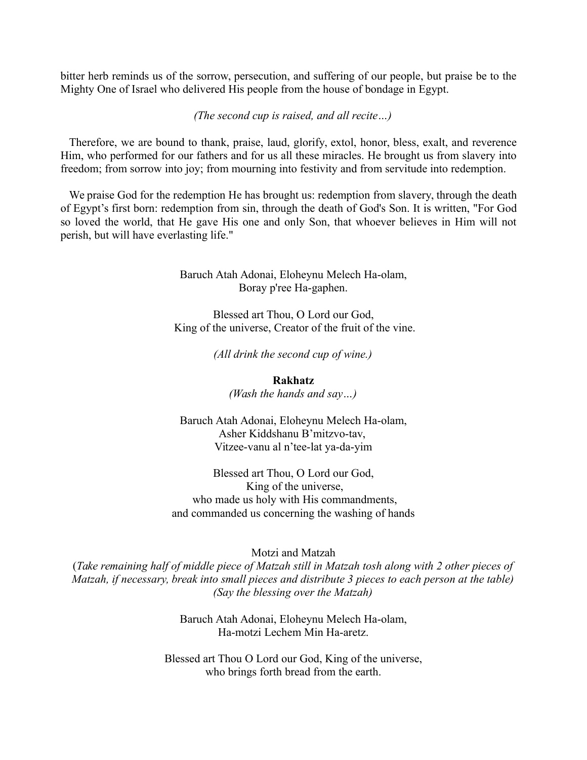bitter herb reminds us of the sorrow, persecution, and suffering of our people, but praise be to the Mighty One of Israel who delivered His people from the house of bondage in Egypt.

*(The second cup is raised, and all recite…)*

Therefore, we are bound to thank, praise, laud, glorify, extol, honor, bless, exalt, and reverence Him, who performed for our fathers and for us all these miracles. He brought us from slavery into freedom; from sorrow into joy; from mourning into festivity and from servitude into redemption.

We praise God for the redemption He has brought us: redemption from slavery, through the death of Egypt's first born: redemption from sin, through the death of God's Son. It is written, "For God so loved the world, that He gave His one and only Son, that whoever believes in Him will not perish, but will have everlasting life."

Baruch Atah Adonai, Eloheynu Melech Ha-olam,
Boray p'ree Ha-gaphen.

Blessed art Thou, O Lord our God,
King of the universe, Creator of the fruit of the vine.

*(All drink the second cup of wine.)*

**Rakhatz**

*(Wash the hands and say…)*

Baruch Atah Adonai, Eloheynu Melech Ha-olam,
Asher Kiddshanu B'mitzvo-tav,
Vitzee-vanu al n'tee-lat ya-da-yim

Blessed art Thou, O Lord our God,
King of the universe,
who made us holy with His commandments,
and commanded us concerning the washing of hands

Motzi and Matzah

(*Take remaining half of middle piece of Matzah still in Matzah tosh along with 2 other pieces of Matzah, if necessary, break into small pieces and distribute 3 pieces to each person at the table) (Say the blessing over the Matzah)*

Baruch Atah Adonai, Eloheynu Melech Ha-olam,
Ha-motzi Lechem Min Ha-aretz.

Blessed art Thou O Lord our God, King of the universe,
who brings forth bread from the earth.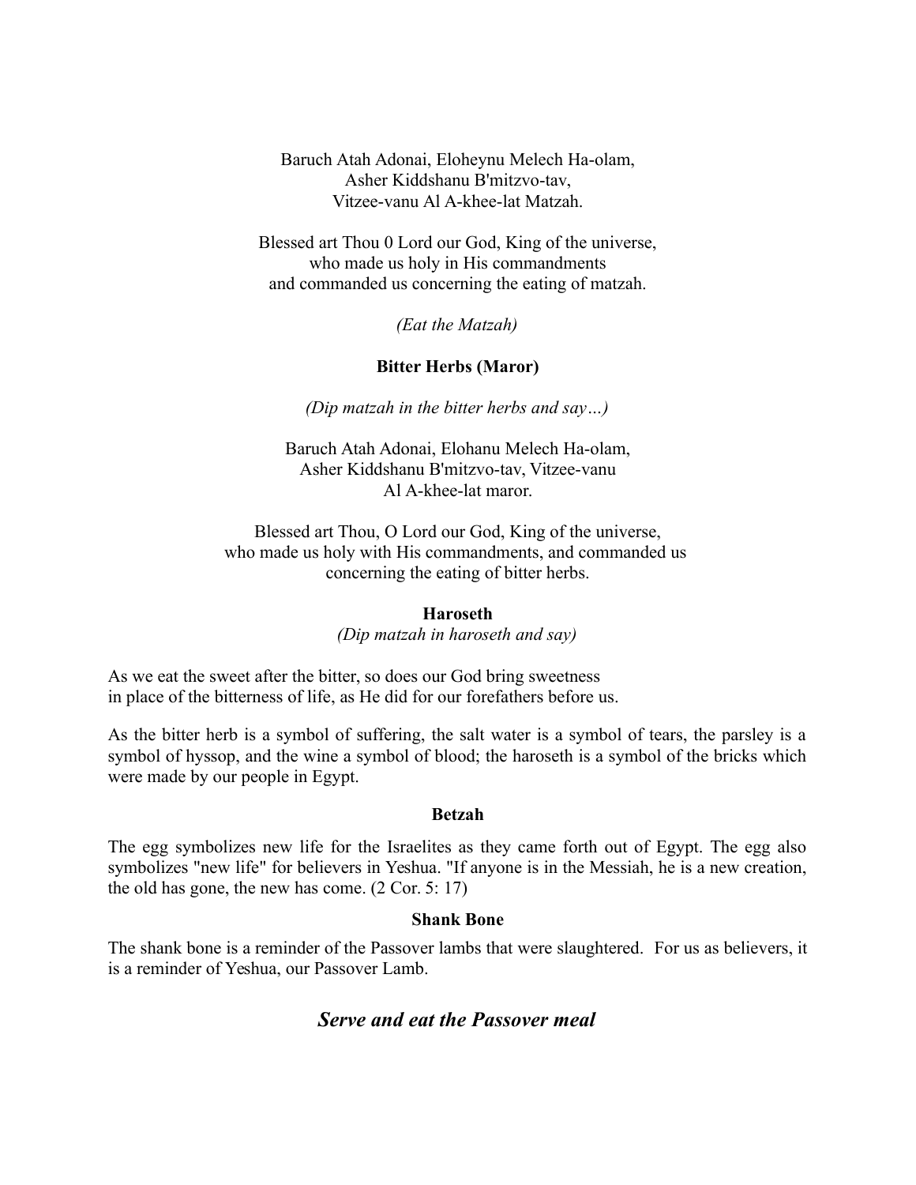Baruch Atah Adonai, Eloheynu Melech Ha-olam,
Asher Kiddshanu B'mitzvo-tav,
Vitzee-vanu Al A-khee-lat Matzah.

Blessed art Thou 0 Lord our God, King of the universe,
who made us holy in His commandments
and commanded us concerning the eating of matzah.

*(Eat the Matzah)*

**Bitter Herbs (Maror)**

*(Dip matzah in the bitter herbs and say…)*

Baruch Atah Adonai, Elohanu Melech Ha-olam,
Asher Kiddshanu B'mitzvo-tav, Vitzee-vanu
Al A-khee-lat maror.

Blessed art Thou, O Lord our God, King of the universe,
who made us holy with His commandments, and commanded us
concerning the eating of bitter herbs.

**Haroseth**

*(Dip matzah in haroseth and say)*

As we eat the sweet after the bitter, so does our God bring sweetness
in place of the bitterness of life, as He did for our forefathers before us.

As the bitter herb is a symbol of suffering, the salt water is a symbol of tears, the parsley is a symbol of hyssop, and the wine a symbol of blood; the haroseth is a symbol of the bricks which were made by our people in Egypt.

**Betzah**

The egg symbolizes new life for the Israelites as they came forth out of Egypt. The egg also symbolizes "new life" for believers in Yeshua. "If anyone is in the Messiah, he is a new creation, the old has gone, the new has come. (2 Cor. 5: 17)

**Shank Bone**

The shank bone is a reminder of the Passover lambs that were slaughtered. For us as believers, it is a reminder of Yeshua, our Passover Lamb.

## *Serve and eat the Passover meal*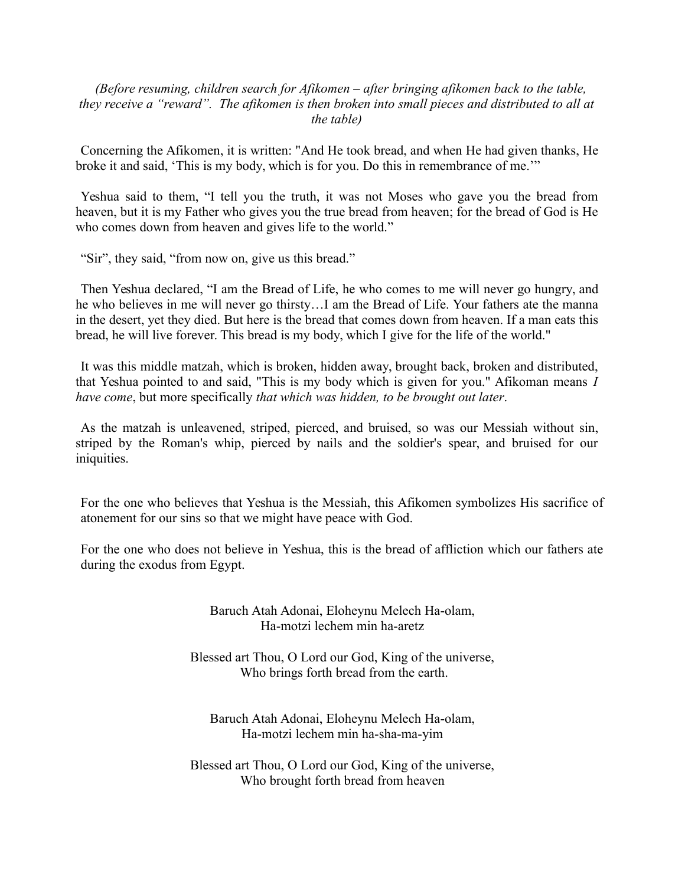*(Before resuming, children search for Afikomen – after bringing afikomen back to the table, they receive a "reward". The afikomen is then broken into small pieces and distributed to all at the table)*

Concerning the Afikomen, it is written: "And He took bread, and when He had given thanks, He broke it and said, 'This is my body, which is for you. Do this in remembrance of me.'"

Yeshua said to them, "I tell you the truth, it was not Moses who gave you the bread from heaven, but it is my Father who gives you the true bread from heaven; for the bread of God is He who comes down from heaven and gives life to the world."

"Sir", they said, "from now on, give us this bread."

Then Yeshua declared, "I am the Bread of Life, he who comes to me will never go hungry, and he who believes in me will never go thirsty…I am the Bread of Life. Your fathers ate the manna in the desert, yet they died. But here is the bread that comes down from heaven. If a man eats this bread, he will live forever. This bread is my body, which I give for the life of the world."

It was this middle matzah, which is broken, hidden away, brought back, broken and distributed, that Yeshua pointed to and said, "This is my body which is given for you." Afikoman means *I have come*, but more specifically *that which was hidden, to be brought out later*.

As the matzah is unleavened, striped, pierced, and bruised, so was our Messiah without sin, striped by the Roman's whip, pierced by nails and the soldier's spear, and bruised for our iniquities.

For the one who believes that Yeshua is the Messiah, this Afikomen symbolizes His sacrifice of atonement for our sins so that we might have peace with God.

For the one who does not believe in Yeshua, this is the bread of affliction which our fathers ate during the exodus from Egypt.

Baruch Atah Adonai, Eloheynu Melech Ha-olam,
Ha-motzi lechem min ha-aretz

Blessed art Thou, O Lord our God, King of the universe,
Who brings forth bread from the earth.

Baruch Atah Adonai, Eloheynu Melech Ha-olam,
Ha-motzi lechem min ha-sha-ma-yim

Blessed art Thou, O Lord our God, King of the universe,
Who brought forth bread from heaven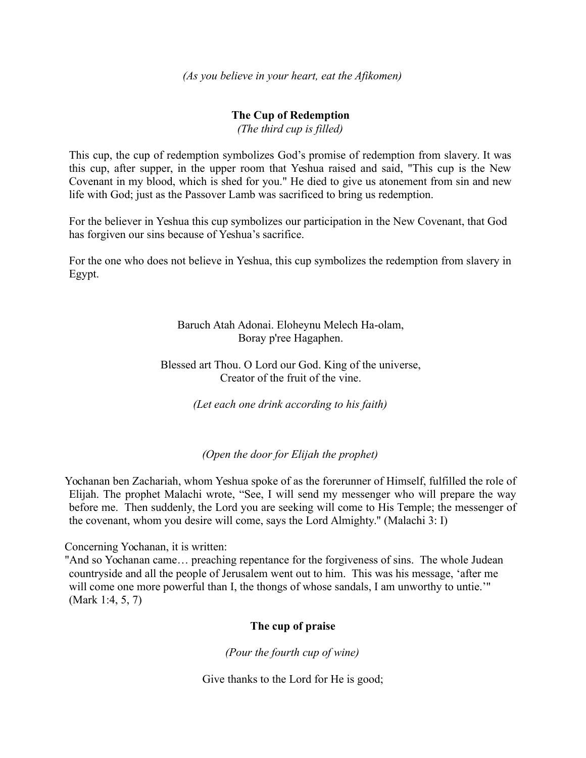*(As you believe in your heart, eat the Afikomen)*

**The Cup of Redemption**

*(The third cup is filled)*

This cup, the cup of redemption symbolizes God's promise of redemption from slavery. It was this cup, after supper, in the upper room that Yeshua raised and said, "This cup is the New Covenant in my blood, which is shed for you." He died to give us atonement from sin and new life with God; just as the Passover Lamb was sacrificed to bring us redemption.

For the believer in Yeshua this cup symbolizes our participation in the New Covenant, that God has forgiven our sins because of Yeshua's sacrifice.

For the one who does not believe in Yeshua, this cup symbolizes the redemption from slavery in Egypt.

Baruch Atah Adonai. Eloheynu Melech Ha-olam,
Boray p'ree Hagaphen.

Blessed art Thou. O Lord our God. King of the universe,
Creator of the fruit of the vine.

*(Let each one drink according to his faith)*

*(Open the door for Elijah the prophet)*

Yochanan ben Zachariah, whom Yeshua spoke of as the forerunner of Himself, fulfilled the role of Elijah. The prophet Malachi wrote, "See, I will send my messenger who will prepare the way before me. Then suddenly, the Lord you are seeking will come to His Temple; the messenger of the covenant, whom you desire will come, says the Lord Almighty." (Malachi 3: I)

Concerning Yochanan, it is written:

"And so Yochanan came… preaching repentance for the forgiveness of sins. The whole Judean countryside and all the people of Jerusalem went out to him. This was his message, 'after me will come one more powerful than I, the thongs of whose sandals, I am unworthy to untie.'" (Mark 1:4, 5, 7)

**The cup of praise**

*(Pour the fourth cup of wine)*

Give thanks to the Lord for He is good;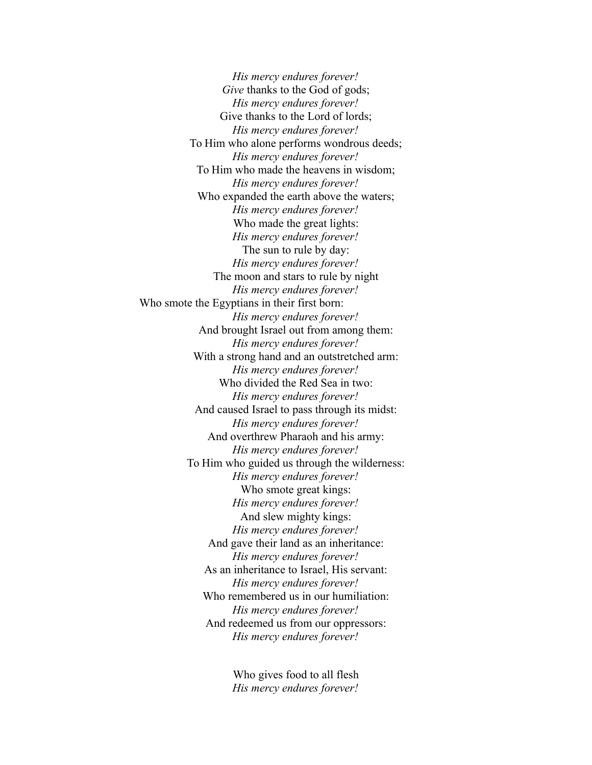*His mercy endures forever!*
*Give* thanks to the God of gods;
*His mercy endures forever!*
Give thanks to the Lord of lords;
*His mercy endures forever!*
To Him who alone performs wondrous deeds;
*His mercy endures forever!*
To Him who made the heavens in wisdom;
*His mercy endures forever!*
Who expanded the earth above the waters;
*His mercy endures forever!*
Who made the great lights:
*His mercy endures forever!*
The sun to rule by day:
*His mercy endures forever!*
The moon and stars to rule by night
*His mercy endures forever!*
Who smote the Egyptians in their first born:
*His mercy endures forever!*
And brought Israel out from among them:
*His mercy endures forever!*
With a strong hand and an outstretched arm:
*His mercy endures forever!*
Who divided the Red Sea in two:
*His mercy endures forever!*
And caused Israel to pass through its midst:
*His mercy endures forever!*
And overthrew Pharaoh and his army:
*His mercy endures forever!*
To Him who guided us through the wilderness:
*His mercy endures forever!*
Who smote great kings:
*His mercy endures forever!*
And slew mighty kings:
*His mercy endures forever!*
And gave their land as an inheritance:
*His mercy endures forever!*
As an inheritance to Israel, His servant:
*His mercy endures forever!*
Who remembered us in our humiliation:
*His mercy endures forever!*
And redeemed us from our oppressors:
*His mercy endures forever!*

Who gives food to all flesh
*His mercy endures forever!*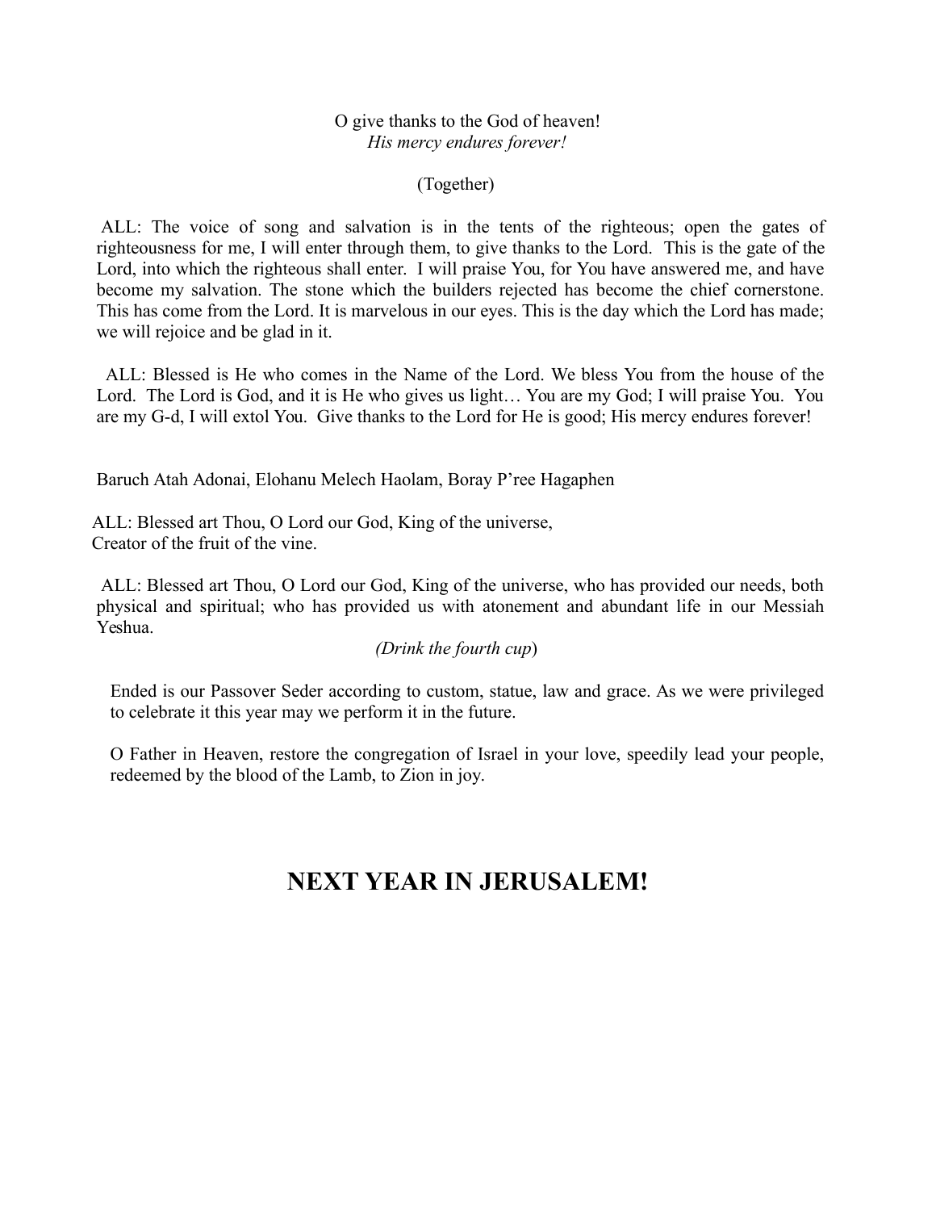O give thanks to the God of heaven!
*His mercy endures forever!*

(Together)

ALL: The voice of song and salvation is in the tents of the righteous; open the gates of righteousness for me, I will enter through them, to give thanks to the Lord. This is the gate of the Lord, into which the righteous shall enter. I will praise You, for You have answered me, and have become my salvation. The stone which the builders rejected has become the chief cornerstone. This has come from the Lord. It is marvelous in our eyes. This is the day which the Lord has made; we will rejoice and be glad in it.

ALL: Blessed is He who comes in the Name of the Lord. We bless You from the house of the Lord. The Lord is God, and it is He who gives us light… You are my God; I will praise You. You are my G-d, I will extol You. Give thanks to the Lord for He is good; His mercy endures forever!

Baruch Atah Adonai, Elohanu Melech Haolam, Boray P'ree Hagaphen

ALL: Blessed art Thou, O Lord our God, King of the universe,
Creator of the fruit of the vine.

ALL: Blessed art Thou, O Lord our God, King of the universe, who has provided our needs, both physical and spiritual; who has provided us with atonement and abundant life in our Messiah Yeshua.

*(Drink the fourth cup*)

Ended is our Passover Seder according to custom, statue, law and grace. As we were privileged to celebrate it this year may we perform it in the future.

O Father in Heaven, restore the congregation of Israel in your love, speedily lead your people, redeemed by the blood of the Lamb, to Zion in joy.

# NEXT YEAR IN JERUSALEM!